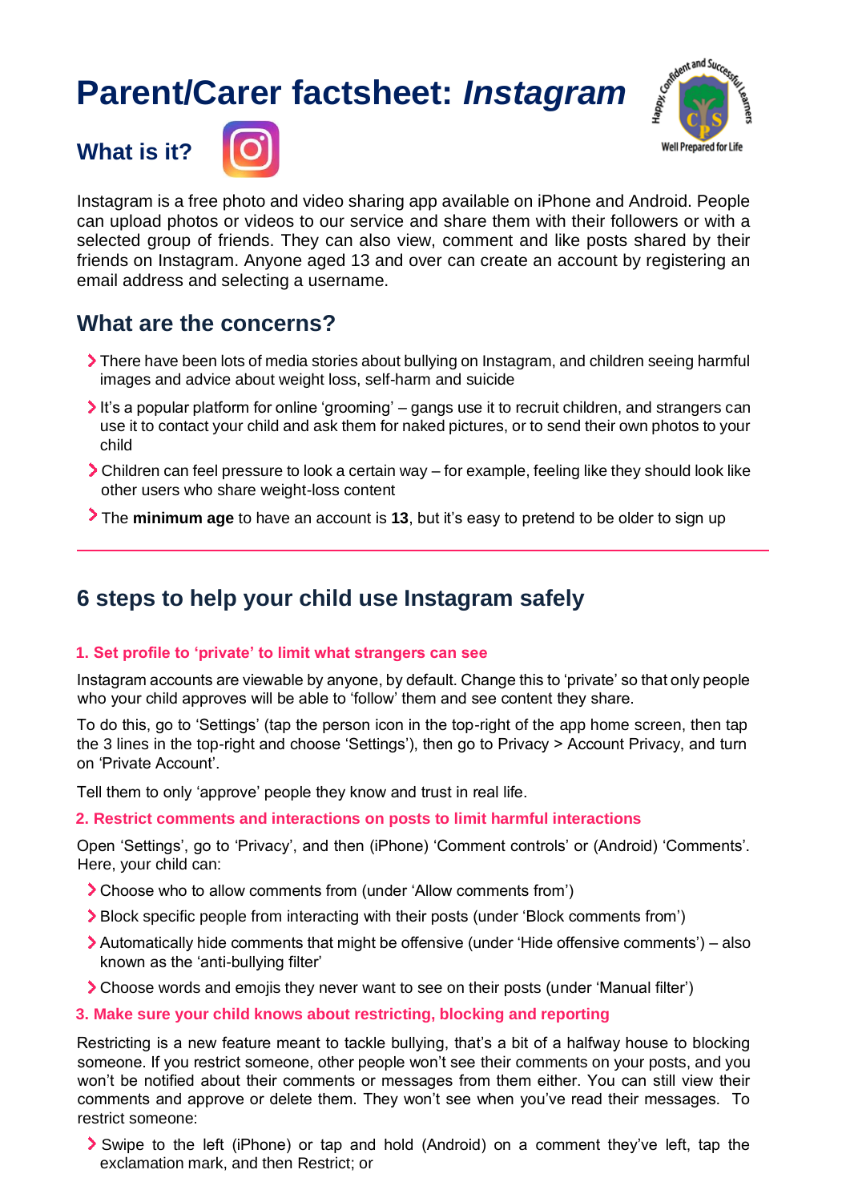# Parent/Carer factsheet: *Instagram*

## What is it?

Instagram is a free photo and video sharing app available on iPhone and Android. People can upload photos or videos to our service and share them with their followers or with a selected group of friends. They can also view, comment and like posts shared by their friends on Instagram. Anyone aged 13 and over can create an account by registering an email address and selecting a username.

## What are the concerns?

- There have been lots of media stories about bullying on Instagram, and children seeing harmful images and advice about weight loss, self-harm and suicide
- It's a popular platform for online 'grooming' – gangs use it to recruit children, and strangers can use it to contact your child and ask them for naked pictures, or to send their own photos to your child
- Children can feel pressure to look a certain way – for example, feeling like they should look like other users who share weight-loss content
- The **minimum age** to have an account is **13**, but it's easy to pretend to be older to sign up

---

## 6 steps to help your child use Instagram safely

### 1. Set profile to 'private' to limit what strangers can see

Instagram accounts are viewable by anyone, by default. Change this to 'private' so that only people who your child approves will be able to 'follow' them and see content they share.

To do this, go to 'Settings' (tap the person icon in the top-right of the app home screen, then tap the 3 lines in the top-right and choose 'Settings'), then go to Privacy > Account Privacy, and turn on 'Private Account'.

Tell them to only 'approve' people they know and trust in real life.

### 2. Restrict comments and interactions on posts to limit harmful interactions

Open 'Settings', go to 'Privacy', and then (iPhone) 'Comment controls' or (Android) 'Comments'. Here, your child can:

- Choose who to allow comments from (under 'Allow comments from')
- Block specific people from interacting with their posts (under 'Block comments from')
- Automatically hide comments that might be offensive (under 'Hide offensive comments') – also known as the 'anti-bullying filter'
- Choose words and emojis they never want to see on their posts (under 'Manual filter')

### 3. Make sure your child knows about restricting, blocking and reporting

Restricting is a new feature meant to tackle bullying, that's a bit of a halfway house to blocking someone. If you restrict someone, other people won't see their comments on your posts, and you won't be notified about their comments or messages from them either. You can still view their comments and approve or delete them. They won't see when you've read their messages. To restrict someone:

- Swipe to the left (iPhone) or tap and hold (Android) on a comment they've left, tap the exclamation mark, and then Restrict; or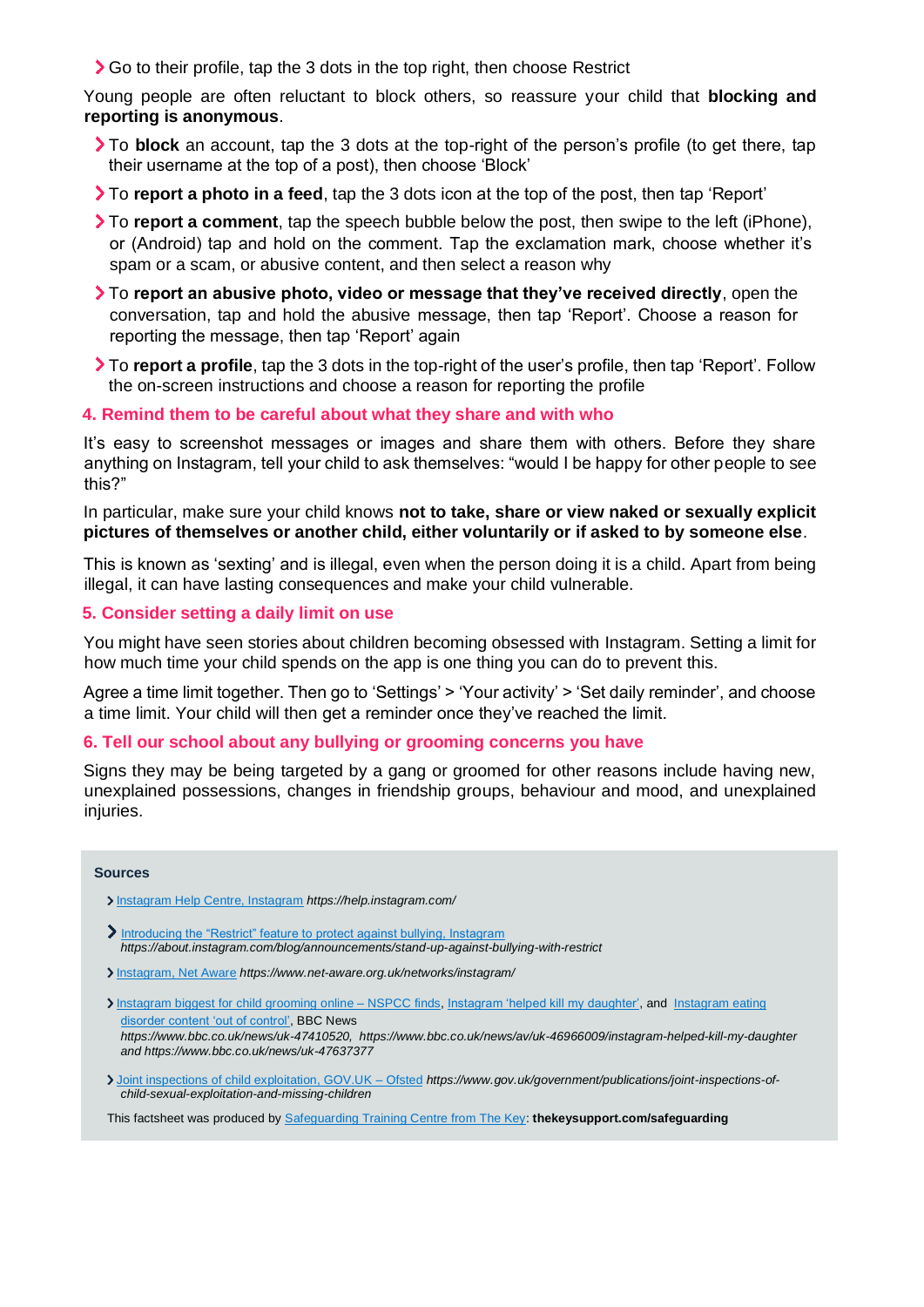- Go to their profile, tap the 3 dots in the top right, then choose Restrict

Young people are often reluctant to block others, so reassure your child that **blocking and reporting is anonymous**.

- To **block** an account, tap the 3 dots at the top-right of the person's profile (to get there, tap their username at the top of a post), then choose 'Block'
- To **report a photo in a feed**, tap the 3 dots icon at the top of the post, then tap 'Report'
- To **report a comment**, tap the speech bubble below the post, then swipe to the left (iPhone), or (Android) tap and hold on the comment. Tap the exclamation mark, choose whether it's spam or a scam, or abusive content, and then select a reason why
- To **report an abusive photo, video or message that they've received directly**, open the conversation, tap and hold the abusive message, then tap 'Report'. Choose a reason for reporting the message, then tap 'Report' again
- To **report a profile**, tap the 3 dots in the top-right of the user's profile, then tap 'Report'. Follow the on-screen instructions and choose a reason for reporting the profile

### 4. Remind them to be careful about what they share and with who

It's easy to screenshot messages or images and share them with others. Before they share anything on Instagram, tell your child to ask themselves: "would I be happy for other people to see this?"

In particular, make sure your child knows **not to take, share or view naked or sexually explicit pictures of themselves or another child, either voluntarily or if asked to by someone else**.

This is known as 'sexting' and is illegal, even when the person doing it is a child. Apart from being illegal, it can have lasting consequences and make your child vulnerable.

### 5. Consider setting a daily limit on use

You might have seen stories about children becoming obsessed with Instagram. Setting a limit for how much time your child spends on the app is one thing you can do to prevent this.

Agree a time limit together. Then go to 'Settings' > 'Your activity' > 'Set daily reminder', and choose a time limit. Your child will then get a reminder once they've reached the limit.

### 6. Tell our school about any bullying or grooming concerns you have

Signs they may be being targeted by a gang or groomed for other reasons include having new, unexplained possessions, changes in friendship groups, behaviour and mood, and unexplained injuries.

**Sources**

- Instagram Help Centre, Instagram *https://help.instagram.com/*
- Introducing the "Restrict" feature to protect against bullying, Instagram *https://about.instagram.com/blog/announcements/stand-up-against-bullying-with-restrict*
- Instagram, Net Aware *https://www.net-aware.org.uk/networks/instagram/*
- Instagram biggest for child grooming online – NSPCC finds, Instagram 'helped kill my daughter', and Instagram eating disorder content 'out of control', BBC News *https://www.bbc.co.uk/news/uk-47410520, https://www.bbc.co.uk/news/av/uk-46966009/instagram-helped-kill-my-daughter and https://www.bbc.co.uk/news/uk-47637377*
- Joint inspections of child exploitation, GOV.UK – Ofsted *https://www.gov.uk/government/publications/joint-inspections-of-child-sexual-exploitation-and-missing-children*

This factsheet was produced by Safeguarding Training Centre from The Key: **thekeysupport.com/safeguarding**